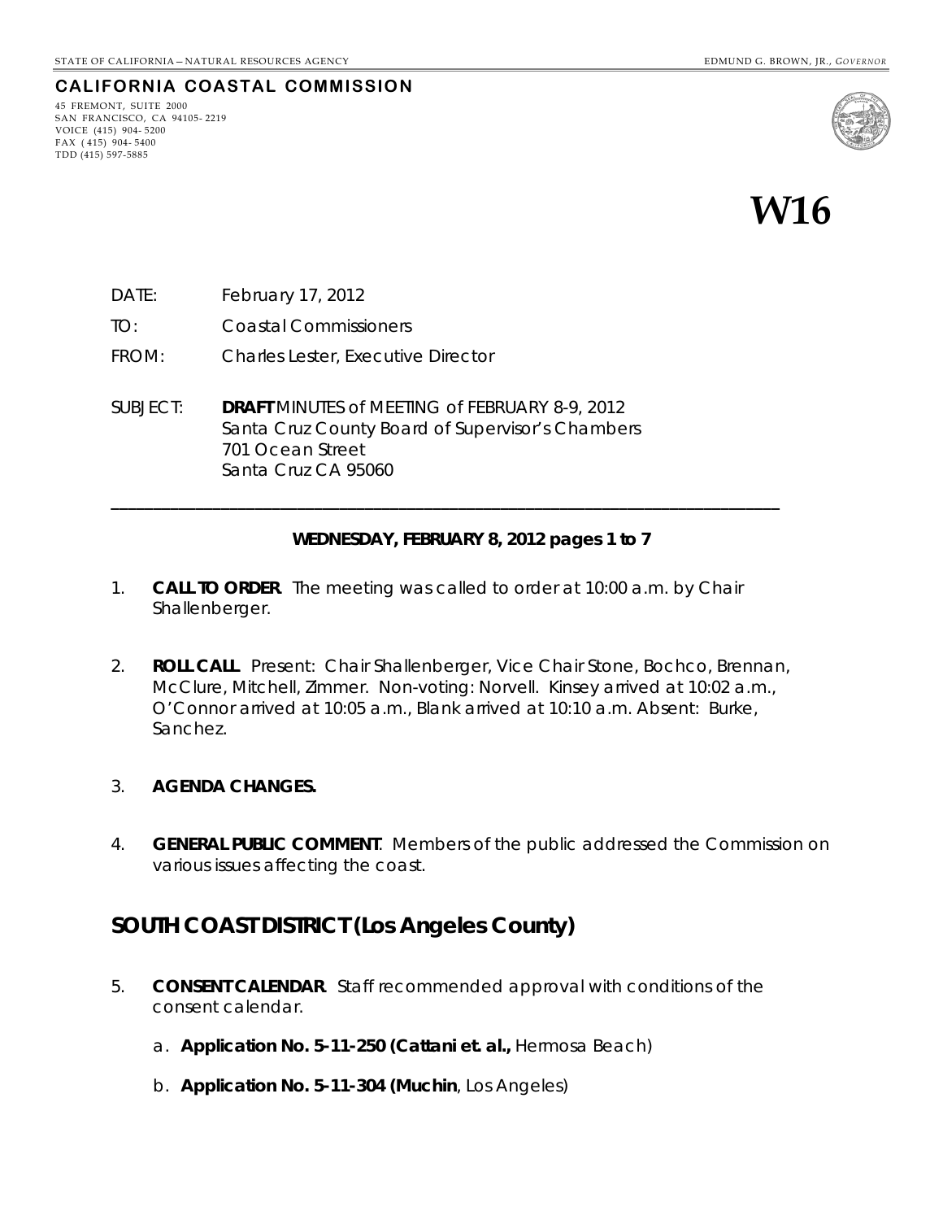STATE OF CALIFORNIA—NATURAL RESOURCES AGENCY EDMUND G. BROWN, JR., *GOVERNOR*

**CALIFORNIA COASTAL COMMISSION**

45 FREMONT, SUITE 2000
SAN FRANCISCO, CA 94105-2219
VOICE (415) 904-5200
FAX (415) 904-5400
TDD (415) 597-5885

# W16

DATE: February 17, 2012

TO: Coastal Commissioners

FROM: Charles Lester, Executive Director

SUBJECT: **DRAFT** MINUTES of MEETING of FEBRUARY 8-9, 2012
Santa Cruz County Board of Supervisor's Chambers
701 Ocean Street
Santa Cruz CA 95060

---

**WEDNESDAY, FEBRUARY 8, 2012 pages 1 to 7**

1. **CALL TO ORDER**. The meeting was called to order at 10:00 a.m. by Chair Shallenberger.

2. **ROLL CALL**. Present: Chair Shallenberger, Vice Chair Stone, Bochco, Brennan, McClure, Mitchell, Zimmer. Non-voting: Norvell. Kinsey arrived at 10:02 a.m., O'Connor arrived at 10:05 a.m., Blank arrived at 10:10 a.m. Absent: Burke, Sanchez.

3. **AGENDA CHANGES.**

4. **GENERAL PUBLIC COMMENT**. Members of the public addressed the Commission on various issues affecting the coast.

## SOUTH COAST DISTRICT (Los Angeles County)

5. **CONSENT CALENDAR**. Staff recommended approval with conditions of the consent calendar.

   a. **Application No. 5-11-250 (Cattani et. al.,** Hermosa Beach)

   b. **Application No. 5-11-304 (Muchin**, Los Angeles)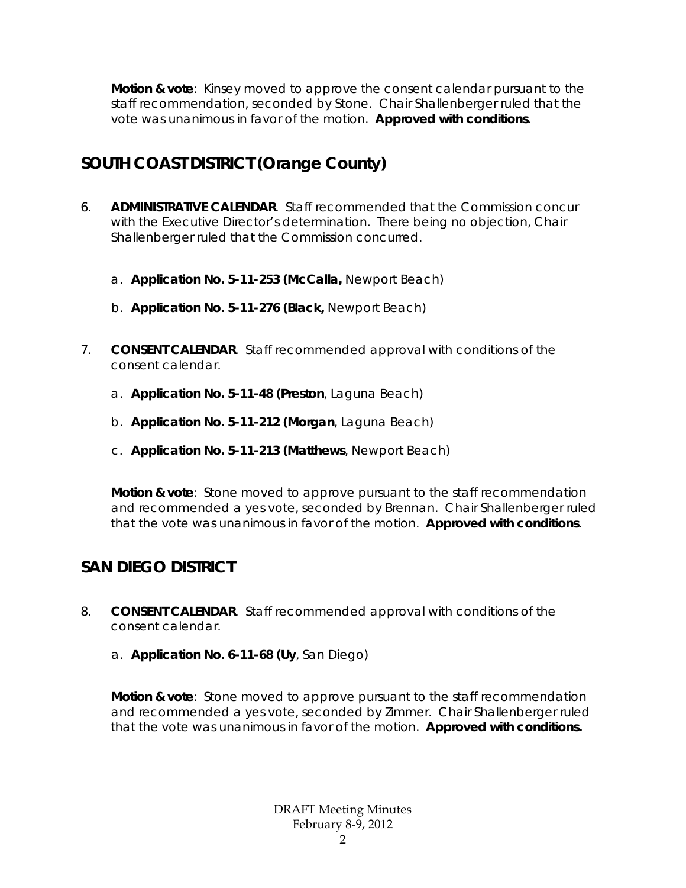**Motion & vote**: Kinsey moved to approve the consent calendar pursuant to the staff recommendation, seconded by Stone. Chair Shallenberger ruled that the vote was unanimous in favor of the motion. **Approved with conditions**.

## SOUTH COAST DISTRICT (Orange County)

6. **ADMINISTRATIVE CALENDAR**. Staff recommended that the Commission concur with the Executive Director's determination. There being no objection, Chair Shallenberger ruled that the Commission concurred.

   a. **Application No. 5-11-253 (McCalla,** Newport Beach)

   b. **Application No. 5-11-276 (Black,** Newport Beach)

7. **CONSENT CALENDAR**. Staff recommended approval with conditions of the consent calendar.

   a. **Application No. 5-11-48 (Preston**, Laguna Beach)

   b. **Application No. 5-11-212 (Morgan**, Laguna Beach)

   c. **Application No. 5-11-213 (Matthews**, Newport Beach)

   **Motion & vote**: Stone moved to approve pursuant to the staff recommendation and recommended a yes vote, seconded by Brennan. Chair Shallenberger ruled that the vote was unanimous in favor of the motion. **Approved with conditions**.

## SAN DIEGO DISTRICT

8. **CONSENT CALENDAR**. Staff recommended approval with conditions of the consent calendar.

   a. **Application No. 6-11-68 (Uy**, San Diego)

   **Motion & vote**: Stone moved to approve pursuant to the staff recommendation and recommended a yes vote, seconded by Zimmer. Chair Shallenberger ruled that the vote was unanimous in favor of the motion. **Approved with conditions.**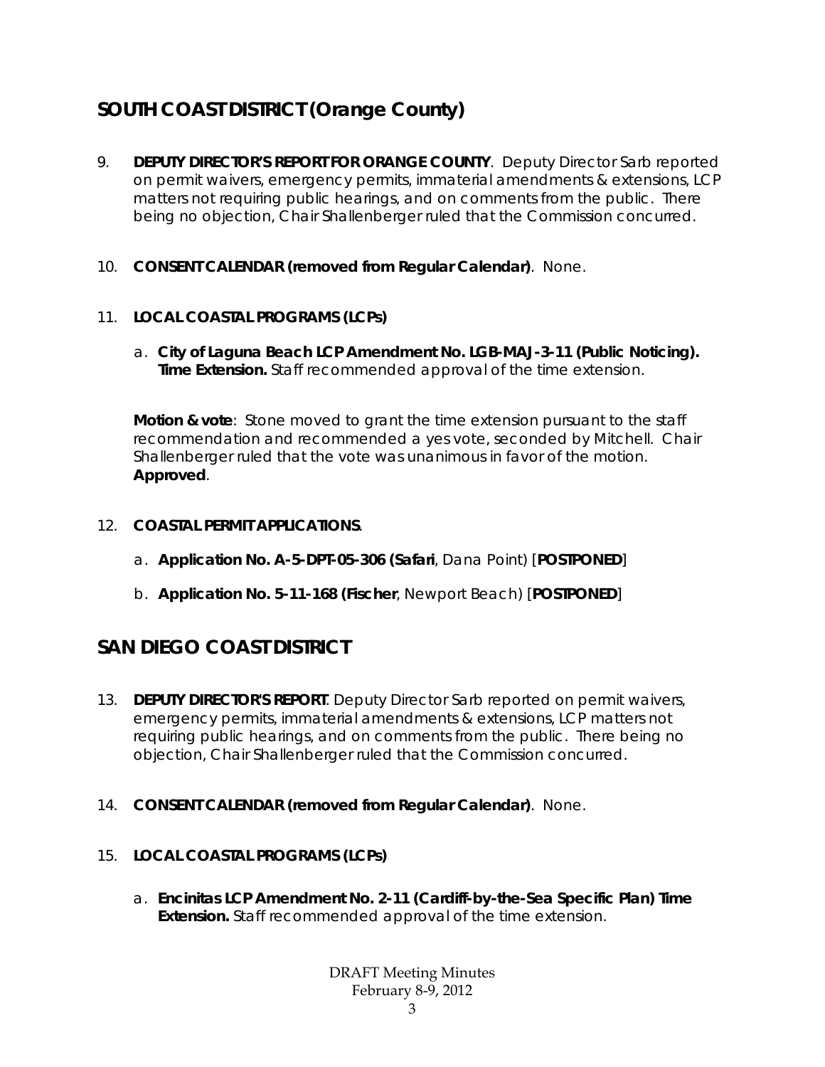## SOUTH COAST DISTRICT (Orange County)

9. **DEPUTY DIRECTOR'S REPORT FOR ORANGE COUNTY**. Deputy Director Sarb reported on permit waivers, emergency permits, immaterial amendments & extensions, LCP matters not requiring public hearings, and on comments from the public. There being no objection, Chair Shallenberger ruled that the Commission concurred.

10. **CONSENT CALENDAR (removed from Regular Calendar)**. None.

11. **LOCAL COASTAL PROGRAMS (LCPs)**

    a. **City of Laguna Beach LCP Amendment No. LGB-MAJ-3-11 (Public Noticing). Time Extension.** Staff recommended approval of the time extension.

    **Motion & vote**: Stone moved to grant the time extension pursuant to the staff recommendation and recommended a yes vote, seconded by Mitchell. Chair Shallenberger ruled that the vote was unanimous in favor of the motion. **Approved**.

12. **COASTAL PERMIT APPLICATIONS**.

    a. **Application No. A-5-DPT-05-306 (Safari**, Dana Point) [**POSTPONED**]

    b. **Application No. 5-11-168 (Fischer**, Newport Beach) [**POSTPONED**]

## SAN DIEGO COAST DISTRICT

13. **DEPUTY DIRECTOR'S REPORT**. Deputy Director Sarb reported on permit waivers, emergency permits, immaterial amendments & extensions, LCP matters not requiring public hearings, and on comments from the public. There being no objection, Chair Shallenberger ruled that the Commission concurred.

14. **CONSENT CALENDAR (removed from Regular Calendar)**. None.

15. **LOCAL COASTAL PROGRAMS (LCPs)**

    a. **Encinitas LCP Amendment No. 2-11 (Cardiff-by-the-Sea Specific Plan) Time Extension.** Staff recommended approval of the time extension.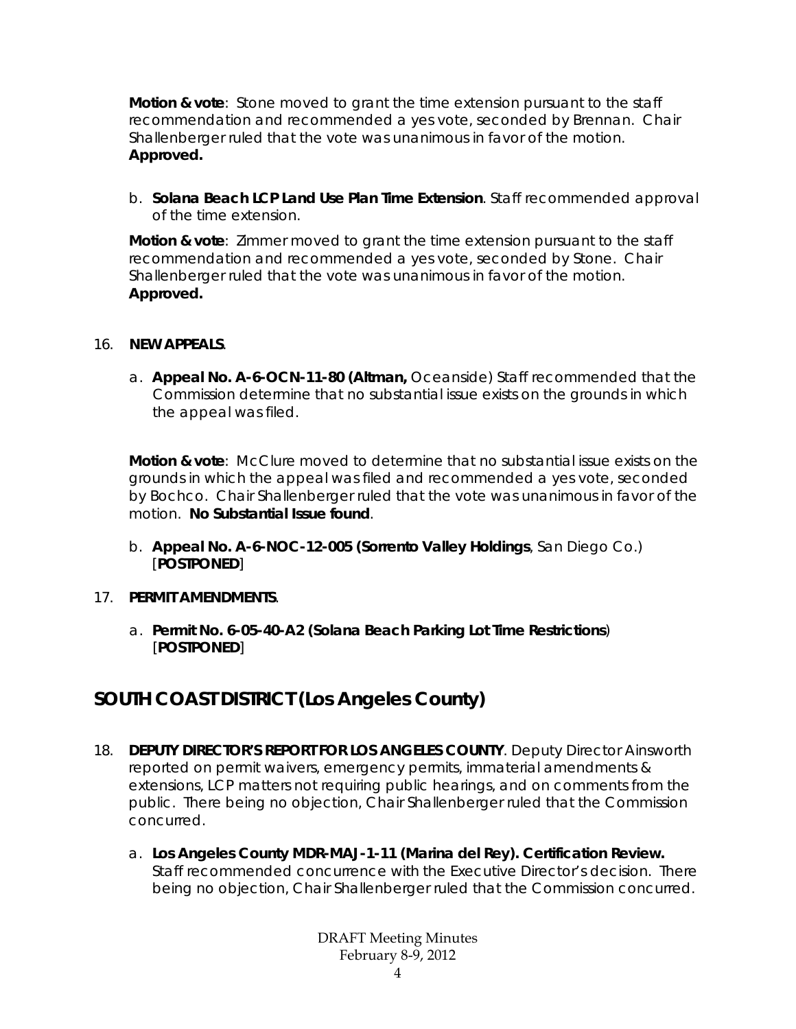**Motion & vote**: Stone moved to grant the time extension pursuant to the staff recommendation and recommended a yes vote, seconded by Brennan. Chair Shallenberger ruled that the vote was unanimous in favor of the motion. **Approved.**

b. **Solana Beach LCP Land Use Plan Time Extension**. Staff recommended approval of the time extension.

**Motion & vote**: Zimmer moved to grant the time extension pursuant to the staff recommendation and recommended a yes vote, seconded by Stone. Chair Shallenberger ruled that the vote was unanimous in favor of the motion. **Approved.**

16. **NEW APPEALS**.

a. **Appeal No. A-6-OCN-11-80 (Altman,** Oceanside) Staff recommended that the Commission determine that no substantial issue exists on the grounds in which the appeal was filed.

**Motion & vote**: McClure moved to determine that no substantial issue exists on the grounds in which the appeal was filed and recommended a yes vote, seconded by Bochco. Chair Shallenberger ruled that the vote was unanimous in favor of the motion. **No Substantial Issue found**.

b. **Appeal No. A-6-NOC-12-005 (Sorrento Valley Holdings**, San Diego Co.) [**POSTPONED**]

17. **PERMIT AMENDMENTS**.

a. **Permit No. 6-05-40-A2 (Solana Beach Parking Lot Time Restrictions**) [**POSTPONED**]

## SOUTH COAST DISTRICT (Los Angeles County)

18. **DEPUTY DIRECTOR'S REPORT FOR LOS ANGELES COUNTY**. Deputy Director Ainsworth reported on permit waivers, emergency permits, immaterial amendments & extensions, LCP matters not requiring public hearings, and on comments from the public. There being no objection, Chair Shallenberger ruled that the Commission concurred.

a. **Los Angeles County MDR-MAJ-1-11 (Marina del Rey). Certification Review.** Staff recommended concurrence with the Executive Director's decision. There being no objection, Chair Shallenberger ruled that the Commission concurred.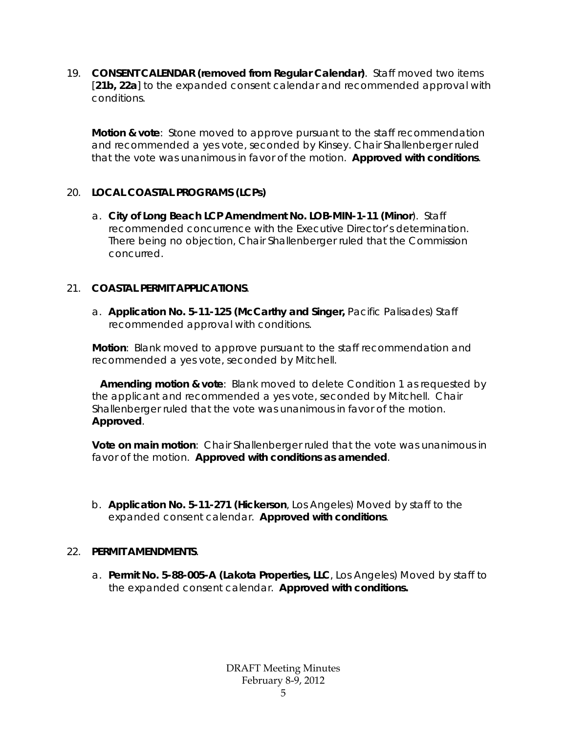19. **CONSENT CALENDAR (removed from Regular Calendar)**. Staff moved two items [**21b, 22a**] to the expanded consent calendar and recommended approval with conditions.

    **Motion & vote**: Stone moved to approve pursuant to the staff recommendation and recommended a yes vote, seconded by Kinsey. Chair Shallenberger ruled that the vote was unanimous in favor of the motion. **Approved with conditions**.

20. **LOCAL COASTAL PROGRAMS (LCPs)**

    a. **City of Long Beach LCP Amendment No. LOB-MIN-1-11 (Minor**). Staff recommended concurrence with the Executive Director's determination. There being no objection, Chair Shallenberger ruled that the Commission concurred.

21. **COASTAL PERMIT APPLICATIONS**.

    a. **Application No. 5-11-125 (McCarthy and Singer,** Pacific Palisades) Staff recommended approval with conditions.

    **Motion**: Blank moved to approve pursuant to the staff recommendation and recommended a yes vote, seconded by Mitchell.

    **Amending motion & vote**: Blank moved to delete Condition 1 as requested by the applicant and recommended a yes vote, seconded by Mitchell. Chair Shallenberger ruled that the vote was unanimous in favor of the motion. **Approved**.

    **Vote on main motion**: Chair Shallenberger ruled that the vote was unanimous in favor of the motion. **Approved with conditions as amended**.

    b. **Application No. 5-11-271 (Hickerson**, Los Angeles) Moved by staff to the expanded consent calendar. **Approved with conditions**.

22. **PERMIT AMENDMENTS**.

    a. **Permit No. 5-88-005-A (Lakota Properties, LLC**, Los Angeles) Moved by staff to the expanded consent calendar. **Approved with conditions.**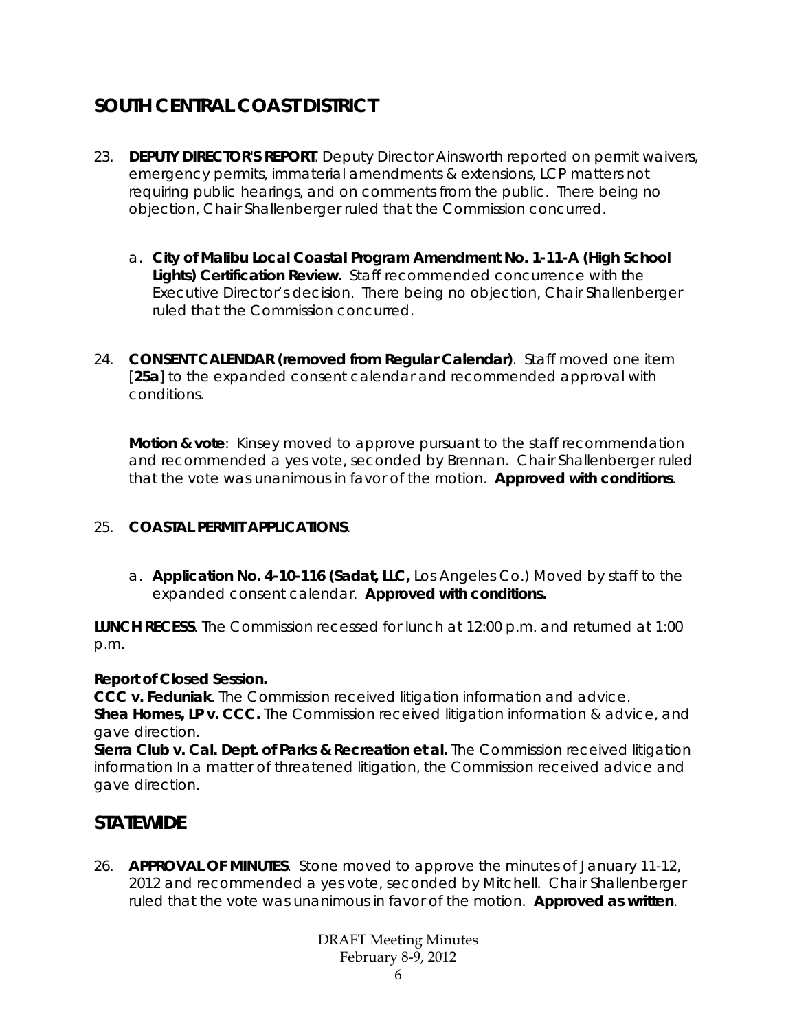## SOUTH CENTRAL COAST DISTRICT

23. **DEPUTY DIRECTOR'S REPORT**. Deputy Director Ainsworth reported on permit waivers, emergency permits, immaterial amendments & extensions, LCP matters not requiring public hearings, and on comments from the public. There being no objection, Chair Shallenberger ruled that the Commission concurred.

    a. **City of Malibu Local Coastal Program Amendment No. 1-11-A (High School Lights) Certification Review.** Staff recommended concurrence with the Executive Director's decision. There being no objection, Chair Shallenberger ruled that the Commission concurred.

24. **CONSENT CALENDAR (removed from Regular Calendar)**. Staff moved one item [**25a**] to the expanded consent calendar and recommended approval with conditions.

    **Motion & vote**: Kinsey moved to approve pursuant to the staff recommendation and recommended a yes vote, seconded by Brennan. Chair Shallenberger ruled that the vote was unanimous in favor of the motion. **Approved with conditions**.

25. **COASTAL PERMIT APPLICATIONS**.

    a. **Application No. 4-10-116 (Sadat, LLC,** Los Angeles Co.) Moved by staff to the expanded consent calendar. **Approved with conditions.**

**LUNCH RECESS**. The Commission recessed for lunch at 12:00 p.m. and returned at 1:00 p.m.

**Report of Closed Session.**
**CCC v. Feduniak**. The Commission received litigation information and advice.
**Shea Homes, LP v. CCC.** The Commission received litigation information & advice, and gave direction.
**Sierra Club v. Cal. Dept. of Parks & Recreation et al.** The Commission received litigation information In a matter of threatened litigation, the Commission received advice and gave direction.

## STATEWIDE

26. **APPROVAL OF MINUTES**. Stone moved to approve the minutes of January 11-12, 2012 and recommended a yes vote, seconded by Mitchell. Chair Shallenberger ruled that the vote was unanimous in favor of the motion. **Approved as written**.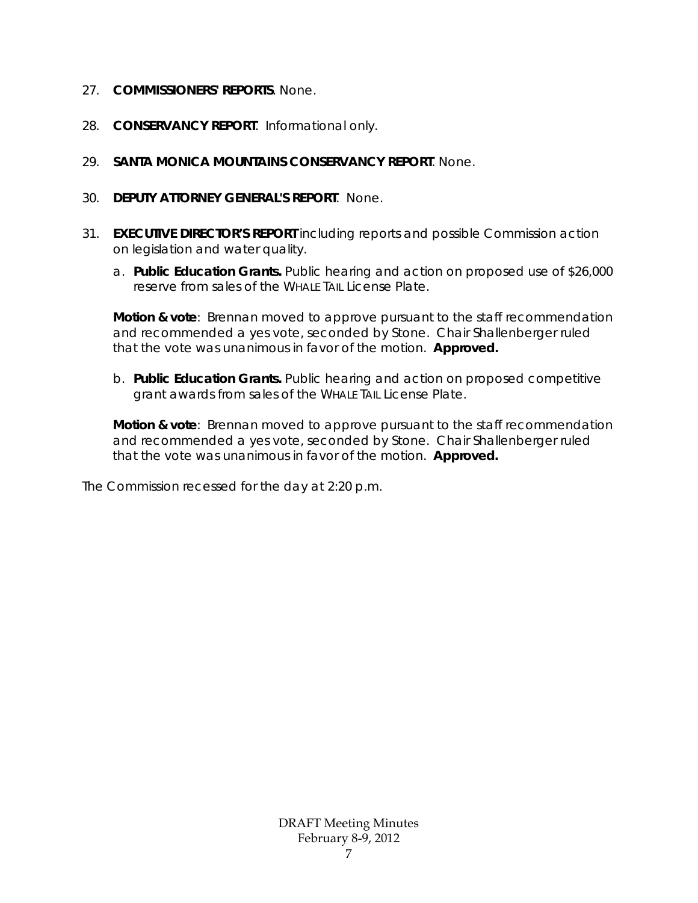27. **COMMISSIONERS' REPORTS**. None.

28. **CONSERVANCY REPORT**. Informational only.

29. **SANTA MONICA MOUNTAINS CONSERVANCY REPORT**. None.

30. **DEPUTY ATTORNEY GENERAL'S REPORT**. None.

31. **EXECUTIVE DIRECTOR'S REPORT** including reports and possible Commission action on legislation and water quality.

   a. **Public Education Grants.** Public hearing and action on proposed use of $26,000 reserve from sales of the WHALE TAIL License Plate.

   **Motion & vote**: Brennan moved to approve pursuant to the staff recommendation and recommended a yes vote, seconded by Stone. Chair Shallenberger ruled that the vote was unanimous in favor of the motion. **Approved.**

   b. **Public Education Grants.** Public hearing and action on proposed competitive grant awards from sales of the WHALE TAIL License Plate.

   **Motion & vote**: Brennan moved to approve pursuant to the staff recommendation and recommended a yes vote, seconded by Stone. Chair Shallenberger ruled that the vote was unanimous in favor of the motion. **Approved.**

The Commission recessed for the day at 2:20 p.m.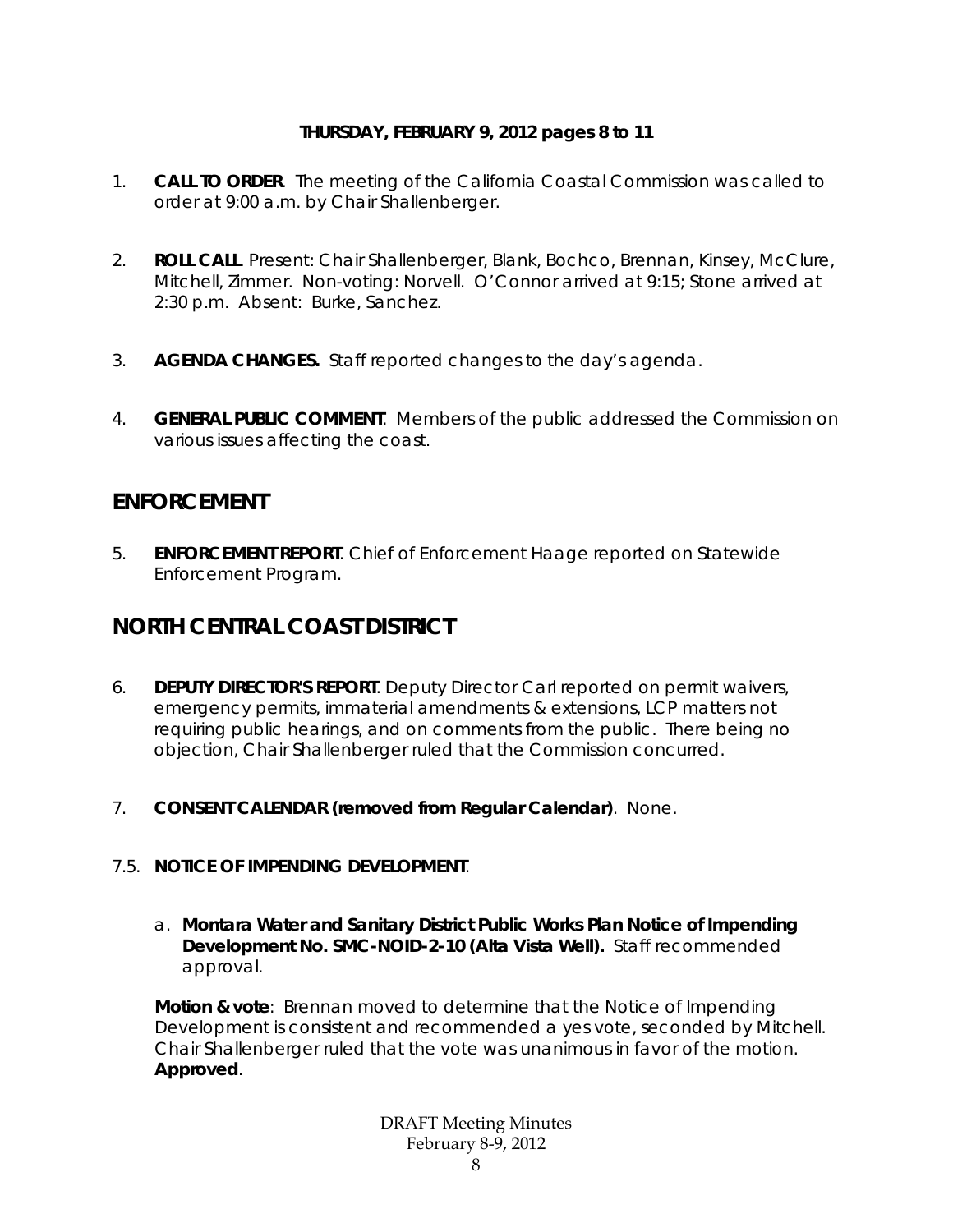**THURSDAY, FEBRUARY 9, 2012 pages 8 to 11**

1. **CALL TO ORDER**. The meeting of the California Coastal Commission was called to order at 9:00 a.m. by Chair Shallenberger.

2. **ROLL CALL**. Present: Chair Shallenberger, Blank, Bochco, Brennan, Kinsey, McClure, Mitchell, Zimmer. Non-voting: Norvell. O'Connor arrived at 9:15; Stone arrived at 2:30 p.m. Absent: Burke, Sanchez.

3. **AGENDA CHANGES.** Staff reported changes to the day's agenda.

4. **GENERAL PUBLIC COMMENT**. Members of the public addressed the Commission on various issues affecting the coast.

## ENFORCEMENT

5. **ENFORCEMENT REPORT**. Chief of Enforcement Haage reported on Statewide Enforcement Program.

## NORTH CENTRAL COAST DISTRICT

6. **DEPUTY DIRECTOR'S REPORT**. Deputy Director Carl reported on permit waivers, emergency permits, immaterial amendments & extensions, LCP matters not requiring public hearings, and on comments from the public. There being no objection, Chair Shallenberger ruled that the Commission concurred.

7. **CONSENT CALENDAR (removed from Regular Calendar)**. None.

7.5. **NOTICE OF IMPENDING DEVELOPMENT**.

a. **Montara Water and Sanitary District Public Works Plan Notice of Impending Development No. SMC-NOID-2-10 (Alta Vista Well).** Staff recommended approval.

**Motion & vote**: Brennan moved to determine that the Notice of Impending Development is consistent and recommended a yes vote, seconded by Mitchell. Chair Shallenberger ruled that the vote was unanimous in favor of the motion. **Approved**.

DRAFT Meeting Minutes
February 8-9, 2012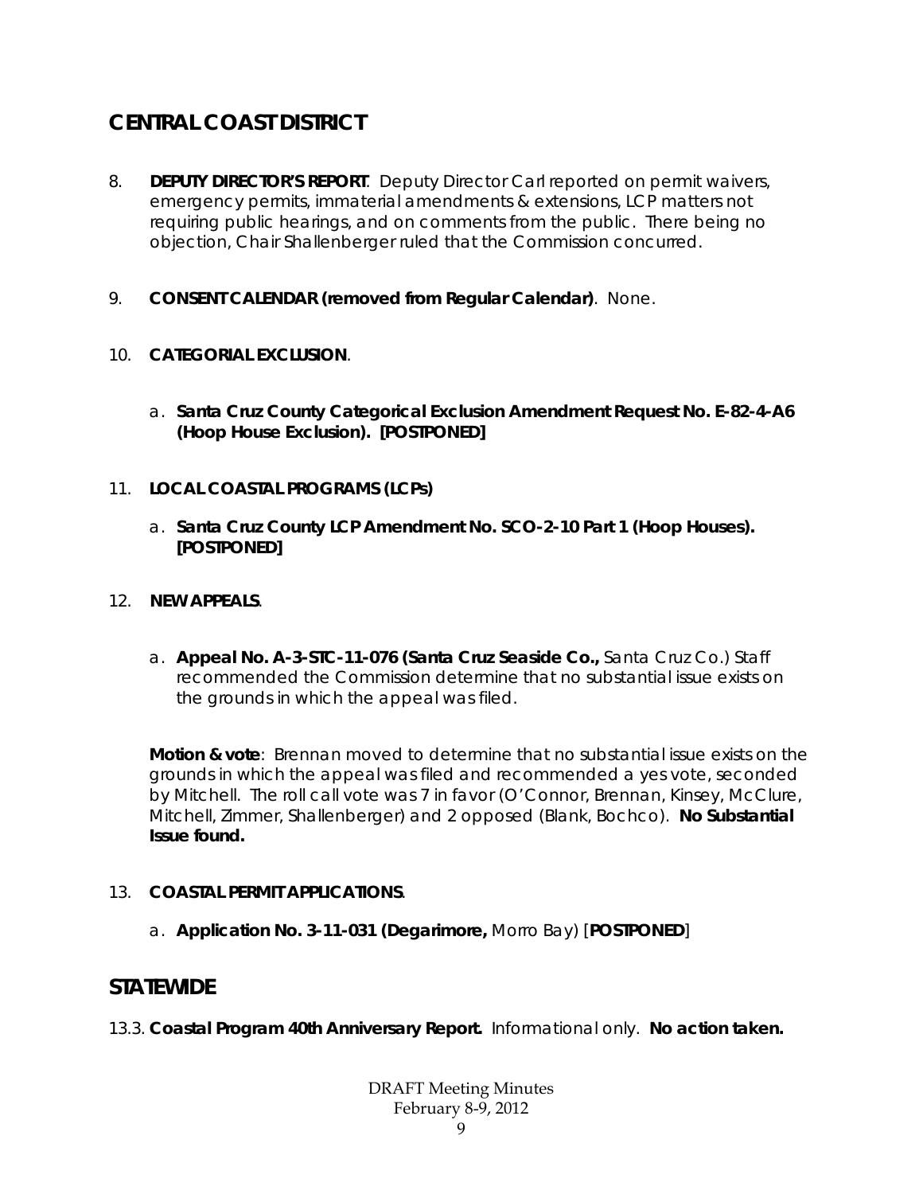## CENTRAL COAST DISTRICT

8. **DEPUTY DIRECTOR'S REPORT**. Deputy Director Carl reported on permit waivers, emergency permits, immaterial amendments & extensions, LCP matters not requiring public hearings, and on comments from the public. There being no objection, Chair Shallenberger ruled that the Commission concurred.

9. **CONSENT CALENDAR (removed from Regular Calendar)**. None.

10. **CATEGORIAL EXCLUSION**.

    a. **Santa Cruz County Categorical Exclusion Amendment Request No. E-82-4-A6 (Hoop House Exclusion). [POSTPONED]**

11. **LOCAL COASTAL PROGRAMS (LCPs)**

    a. **Santa Cruz County LCP Amendment No. SCO-2-10 Part 1 (Hoop Houses). [POSTPONED]**

12. **NEW APPEALS**.

    a. **Appeal No. A-3-STC-11-076 (Santa Cruz Seaside Co.,** Santa Cruz Co.) Staff recommended the Commission determine that no substantial issue exists on the grounds in which the appeal was filed.

    **Motion & vote**: Brennan moved to determine that no substantial issue exists on the grounds in which the appeal was filed and recommended a yes vote, seconded by Mitchell. The roll call vote was 7 in favor (O'Connor, Brennan, Kinsey, McClure, Mitchell, Zimmer, Shallenberger) and 2 opposed (Blank, Bochco). **No Substantial Issue found.**

13. **COASTAL PERMIT APPLICATIONS**.

    a. **Application No. 3-11-031 (Degarimore,** Morro Bay) [**POSTPONED**]

## STATEWIDE

13.3. **Coastal Program 40th Anniversary Report.** Informational only. **No action taken.**

DRAFT Meeting Minutes
February 8-9, 2012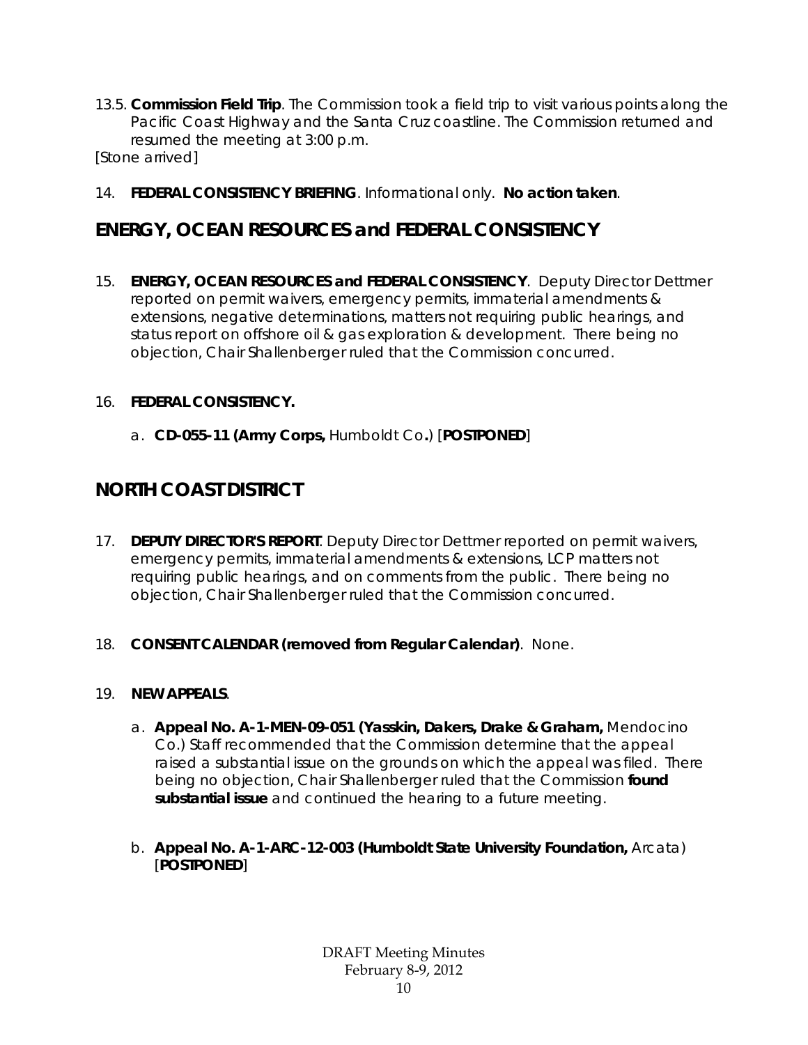13.5. **Commission Field Trip**. The Commission took a field trip to visit various points along the Pacific Coast Highway and the Santa Cruz coastline. The Commission returned and resumed the meeting at 3:00 p.m.

[Stone arrived]

14. **FEDERAL CONSISTENCY BRIEFING**. Informational only. **No action taken**.

## ENERGY, OCEAN RESOURCES and FEDERAL CONSISTENCY

15. **ENERGY, OCEAN RESOURCES and FEDERAL CONSISTENCY**. Deputy Director Dettmer reported on permit waivers, emergency permits, immaterial amendments & extensions, negative determinations, matters not requiring public hearings, and status report on offshore oil & gas exploration & development. There being no objection, Chair Shallenberger ruled that the Commission concurred.

16. **FEDERAL CONSISTENCY.**

    a. **CD-055-11 (Army Corps,** Humboldt Co**.**) [**POSTPONED**]

## NORTH COAST DISTRICT

17. **DEPUTY DIRECTOR'S REPORT**. Deputy Director Dettmer reported on permit waivers, emergency permits, immaterial amendments & extensions, LCP matters not requiring public hearings, and on comments from the public. There being no objection, Chair Shallenberger ruled that the Commission concurred.

18. **CONSENT CALENDAR (removed from Regular Calendar)**. None.

19. **NEW APPEALS**.

    a. **Appeal No. A-1-MEN-09-051 (Yasskin, Dakers, Drake & Graham,** Mendocino Co.) Staff recommended that the Commission determine that the appeal raised a substantial issue on the grounds on which the appeal was filed. There being no objection, Chair Shallenberger ruled that the Commission **found substantial issue** and continued the hearing to a future meeting.

    b. **Appeal No. A-1-ARC-12-003 (Humboldt State University Foundation,** Arcata) [**POSTPONED**]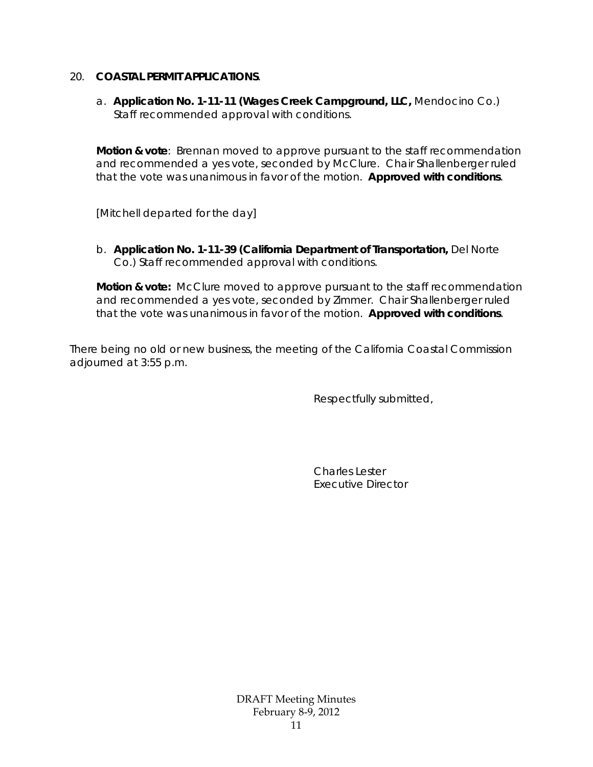20. **COASTAL PERMIT APPLICATIONS**.

a. **Application No. 1-11-11 (Wages Creek Campground, LLC,** Mendocino Co.) Staff recommended approval with conditions.

**Motion & vote**: Brennan moved to approve pursuant to the staff recommendation and recommended a yes vote, seconded by McClure. Chair Shallenberger ruled that the vote was unanimous in favor of the motion. **Approved with conditions**.

[Mitchell departed for the day]

b. **Application No. 1-11-39 (California Department of Transportation,** Del Norte Co.) Staff recommended approval with conditions.

**Motion & vote:** McClure moved to approve pursuant to the staff recommendation and recommended a yes vote, seconded by Zimmer. Chair Shallenberger ruled that the vote was unanimous in favor of the motion. **Approved with conditions**.

There being no old or new business, the meeting of the California Coastal Commission adjourned at 3:55 p.m.

Respectfully submitted,

Charles Lester
Executive Director